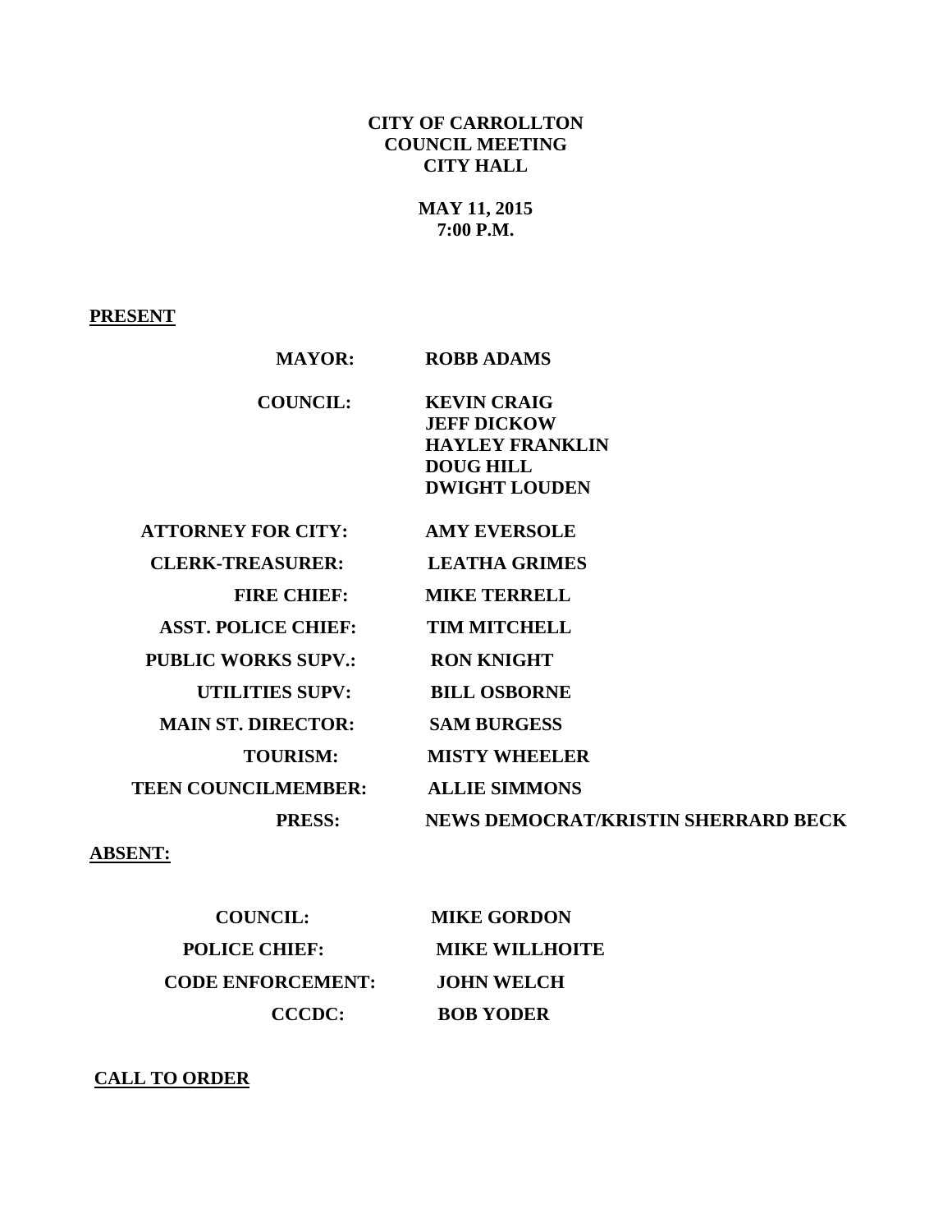**CITY OF CARROLLTON**
**COUNCIL MEETING**
**CITY HALL**

**MAY 11, 2015**
**7:00 P.M.**

**PRESENT**

| | |
|---|---|
| **MAYOR:** | **ROBB ADAMS** |
| **COUNCIL:** | **KEVIN CRAIG**<br>**JEFF DICKOW**<br>**HAYLEY FRANKLIN**<br>**DOUG HILL**<br>**DWIGHT LOUDEN** |
| **ATTORNEY FOR CITY:** | **AMY EVERSOLE** |
| **CLERK-TREASURER:** | **LEATHA GRIMES** |
| **FIRE CHIEF:** | **MIKE TERRELL** |
| **ASST. POLICE CHIEF:** | **TIM MITCHELL** |
| **PUBLIC WORKS SUPV.:** | **RON KNIGHT** |
| **UTILITIES SUPV:** | **BILL OSBORNE** |
| **MAIN ST. DIRECTOR:** | **SAM BURGESS** |
| **TOURISM:** | **MISTY WHEELER** |
| **TEEN COUNCILMEMBER:** | **ALLIE SIMMONS** |
| **PRESS:** | **NEWS DEMOCRAT/KRISTIN SHERRARD BECK** |

**ABSENT:**

| | |
|---|---|
| **COUNCIL:** | **MIKE GORDON** |
| **POLICE CHIEF:** | **MIKE WILLHOITE** |
| **CODE ENFORCEMENT:** | **JOHN WELCH** |
| **CCCDC:** | **BOB YODER** |

**CALL TO ORDER**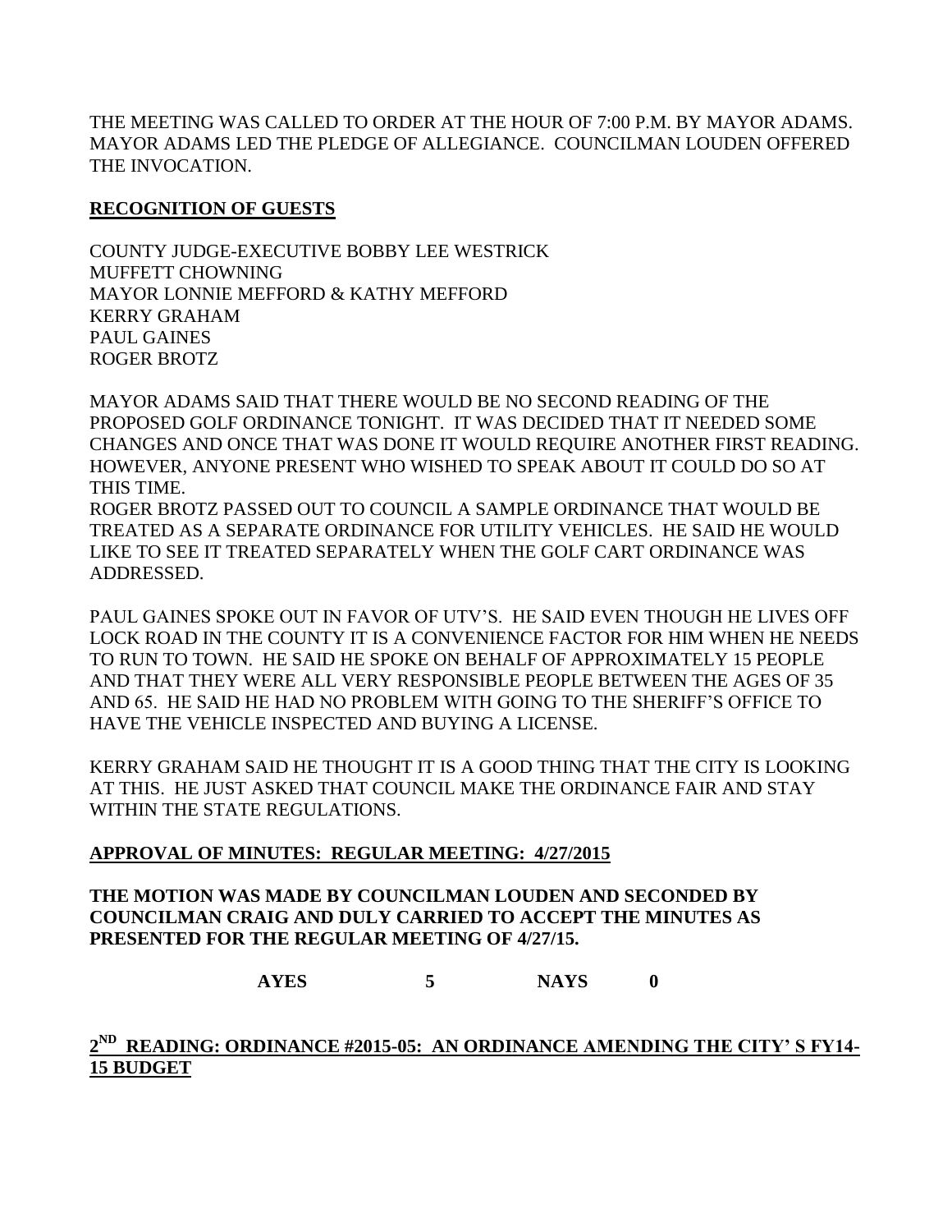THE MEETING WAS CALLED TO ORDER AT THE HOUR OF 7:00 P.M. BY MAYOR ADAMS. MAYOR ADAMS LED THE PLEDGE OF ALLEGIANCE. COUNCILMAN LOUDEN OFFERED THE INVOCATION.

**RECOGNITION OF GUESTS**

COUNTY JUDGE-EXECUTIVE BOBBY LEE WESTRICK
MUFFETT CHOWNING
MAYOR LONNIE MEFFORD & KATHY MEFFORD
KERRY GRAHAM
PAUL GAINES
ROGER BROTZ

MAYOR ADAMS SAID THAT THERE WOULD BE NO SECOND READING OF THE PROPOSED GOLF ORDINANCE TONIGHT. IT WAS DECIDED THAT IT NEEDED SOME CHANGES AND ONCE THAT WAS DONE IT WOULD REQUIRE ANOTHER FIRST READING. HOWEVER, ANYONE PRESENT WHO WISHED TO SPEAK ABOUT IT COULD DO SO AT THIS TIME.
ROGER BROTZ PASSED OUT TO COUNCIL A SAMPLE ORDINANCE THAT WOULD BE TREATED AS A SEPARATE ORDINANCE FOR UTILITY VEHICLES. HE SAID HE WOULD LIKE TO SEE IT TREATED SEPARATELY WHEN THE GOLF CART ORDINANCE WAS ADDRESSED.

PAUL GAINES SPOKE OUT IN FAVOR OF UTV'S. HE SAID EVEN THOUGH HE LIVES OFF LOCK ROAD IN THE COUNTY IT IS A CONVENIENCE FACTOR FOR HIM WHEN HE NEEDS TO RUN TO TOWN. HE SAID HE SPOKE ON BEHALF OF APPROXIMATELY 15 PEOPLE AND THAT THEY WERE ALL VERY RESPONSIBLE PEOPLE BETWEEN THE AGES OF 35 AND 65. HE SAID HE HAD NO PROBLEM WITH GOING TO THE SHERIFF'S OFFICE TO HAVE THE VEHICLE INSPECTED AND BUYING A LICENSE.

KERRY GRAHAM SAID HE THOUGHT IT IS A GOOD THING THAT THE CITY IS LOOKING AT THIS. HE JUST ASKED THAT COUNCIL MAKE THE ORDINANCE FAIR AND STAY WITHIN THE STATE REGULATIONS.

**APPROVAL OF MINUTES: REGULAR MEETING: 4/27/2015**

**THE MOTION WAS MADE BY COUNCILMAN LOUDEN AND SECONDED BY COUNCILMAN CRAIG AND DULY CARRIED TO ACCEPT THE MINUTES AS PRESENTED FOR THE REGULAR MEETING OF 4/27/15.**

**AYES 5 NAYS 0**

**2ND READING: ORDINANCE #2015-05: AN ORDINANCE AMENDING THE CITY' S FY14-15 BUDGET**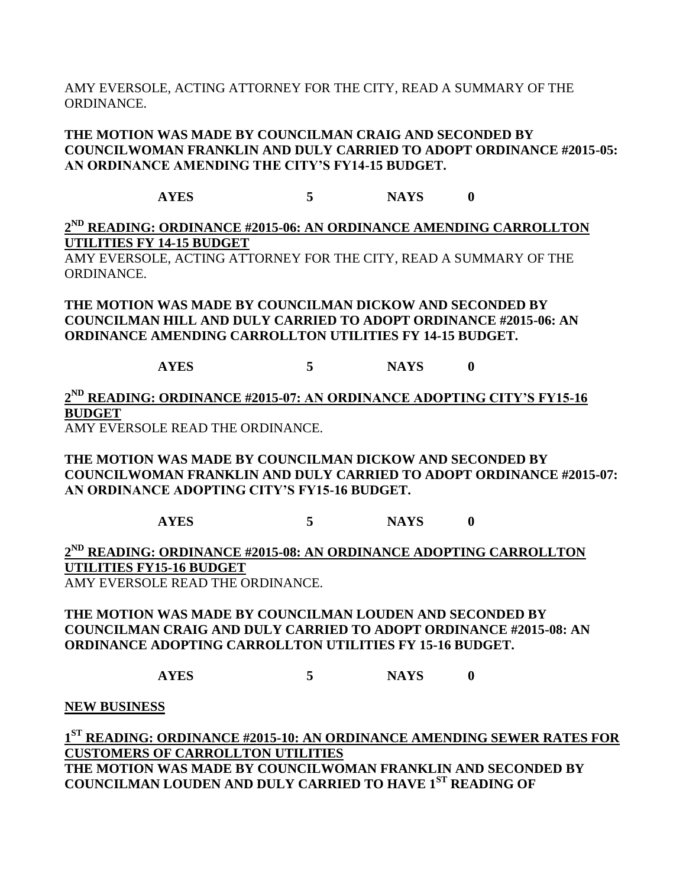AMY EVERSOLE, ACTING ATTORNEY FOR THE CITY, READ A SUMMARY OF THE ORDINANCE.

**THE MOTION WAS MADE BY COUNCILMAN CRAIG AND SECONDED BY COUNCILWOMAN FRANKLIN AND DULY CARRIED TO ADOPT ORDINANCE #2015-05: AN ORDINANCE AMENDING THE CITY'S FY14-15 BUDGET.**

**AYES 5 NAYS 0**

**2ND READING: ORDINANCE #2015-06: AN ORDINANCE AMENDING CARROLLTON UTILITIES FY 14-15 BUDGET**

AMY EVERSOLE, ACTING ATTORNEY FOR THE CITY, READ A SUMMARY OF THE ORDINANCE.

**THE MOTION WAS MADE BY COUNCILMAN DICKOW AND SECONDED BY COUNCILMAN HILL AND DULY CARRIED TO ADOPT ORDINANCE #2015-06: AN ORDINANCE AMENDING CARROLLTON UTILITIES FY 14-15 BUDGET.**

**AYES 5 NAYS 0**

**2ND READING: ORDINANCE #2015-07: AN ORDINANCE ADOPTING CITY'S FY15-16 BUDGET**

AMY EVERSOLE READ THE ORDINANCE.

**THE MOTION WAS MADE BY COUNCILMAN DICKOW AND SECONDED BY COUNCILWOMAN FRANKLIN AND DULY CARRIED TO ADOPT ORDINANCE #2015-07: AN ORDINANCE ADOPTING CITY'S FY15-16 BUDGET.**

**AYES 5 NAYS 0**

**2ND READING: ORDINANCE #2015-08: AN ORDINANCE ADOPTING CARROLLTON UTILITIES FY15-16 BUDGET**

AMY EVERSOLE READ THE ORDINANCE.

**THE MOTION WAS MADE BY COUNCILMAN LOUDEN AND SECONDED BY COUNCILMAN CRAIG AND DULY CARRIED TO ADOPT ORDINANCE #2015-08: AN ORDINANCE ADOPTING CARROLLTON UTILITIES FY 15-16 BUDGET.**

**AYES 5 NAYS 0**

**NEW BUSINESS**

**1ST READING: ORDINANCE #2015-10: AN ORDINANCE AMENDING SEWER RATES FOR CUSTOMERS OF CARROLLTON UTILITIES**

**THE MOTION WAS MADE BY COUNCILWOMAN FRANKLIN AND SECONDED BY COUNCILMAN LOUDEN AND DULY CARRIED TO HAVE 1ST READING OF**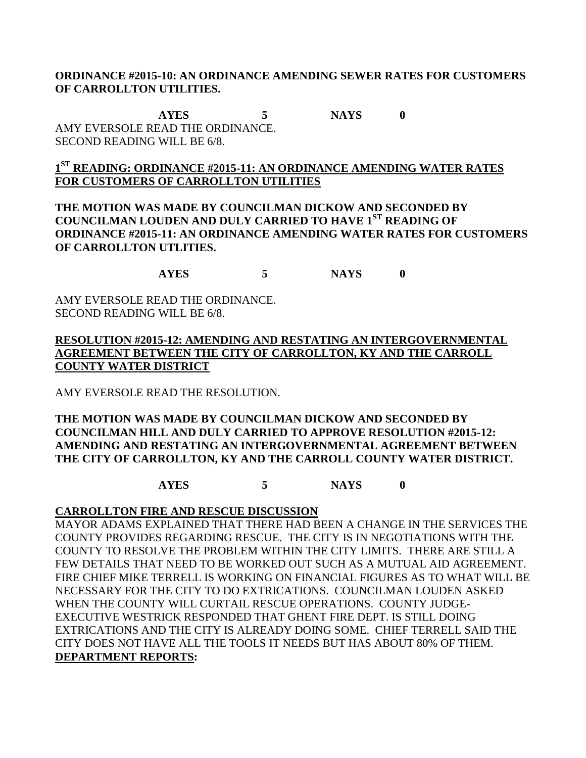**ORDINANCE #2015-10: AN ORDINANCE AMENDING SEWER RATES FOR CUSTOMERS OF CARROLLTON UTILITIES.**

**AYES 5 NAYS 0**

AMY EVERSOLE READ THE ORDINANCE.
SECOND READING WILL BE 6/8.

**<u>1ST READING: ORDINANCE #2015-11: AN ORDINANCE AMENDING WATER RATES FOR CUSTOMERS OF CARROLLTON UTILITIES</u>**

**THE MOTION WAS MADE BY COUNCILMAN DICKOW AND SECONDED BY COUNCILMAN LOUDEN AND DULY CARRIED TO HAVE 1ST READING OF ORDINANCE #2015-11: AN ORDINANCE AMENDING WATER RATES FOR CUSTOMERS OF CARROLLTON UTLITIES.**

**AYES 5 NAYS 0**

AMY EVERSOLE READ THE ORDINANCE.
SECOND READING WILL BE 6/8.

**<u>RESOLUTION #2015-12: AMENDING AND RESTATING AN INTERGOVERNMENTAL AGREEMENT BETWEEN THE CITY OF CARROLLTON, KY AND THE CARROLL COUNTY WATER DISTRICT</u>**

AMY EVERSOLE READ THE RESOLUTION.

**THE MOTION WAS MADE BY COUNCILMAN DICKOW AND SECONDED BY COUNCILMAN HILL AND DULY CARRIED TO APPROVE RESOLUTION #2015-12: AMENDING AND RESTATING AN INTERGOVERNMENTAL AGREEMENT BETWEEN THE CITY OF CARROLLTON, KY AND THE CARROLL COUNTY WATER DISTRICT.**

**AYES 5 NAYS 0**

**<u>CARROLLTON FIRE AND RESCUE DISCUSSION</u>**

MAYOR ADAMS EXPLAINED THAT THERE HAD BEEN A CHANGE IN THE SERVICES THE COUNTY PROVIDES REGARDING RESCUE. THE CITY IS IN NEGOTIATIONS WITH THE COUNTY TO RESOLVE THE PROBLEM WITHIN THE CITY LIMITS. THERE ARE STILL A FEW DETAILS THAT NEED TO BE WORKED OUT SUCH AS A MUTUAL AID AGREEMENT. FIRE CHIEF MIKE TERRELL IS WORKING ON FINANCIAL FIGURES AS TO WHAT WILL BE NECESSARY FOR THE CITY TO DO EXTRICATIONS. COUNCILMAN LOUDEN ASKED WHEN THE COUNTY WILL CURTAIL RESCUE OPERATIONS. COUNTY JUDGE-EXECUTIVE WESTRICK RESPONDED THAT GHENT FIRE DEPT. IS STILL DOING EXTRICATIONS AND THE CITY IS ALREADY DOING SOME. CHIEF TERRELL SAID THE CITY DOES NOT HAVE ALL THE TOOLS IT NEEDS BUT HAS ABOUT 80% OF THEM.

**<u>DEPARTMENT REPORTS</u>:**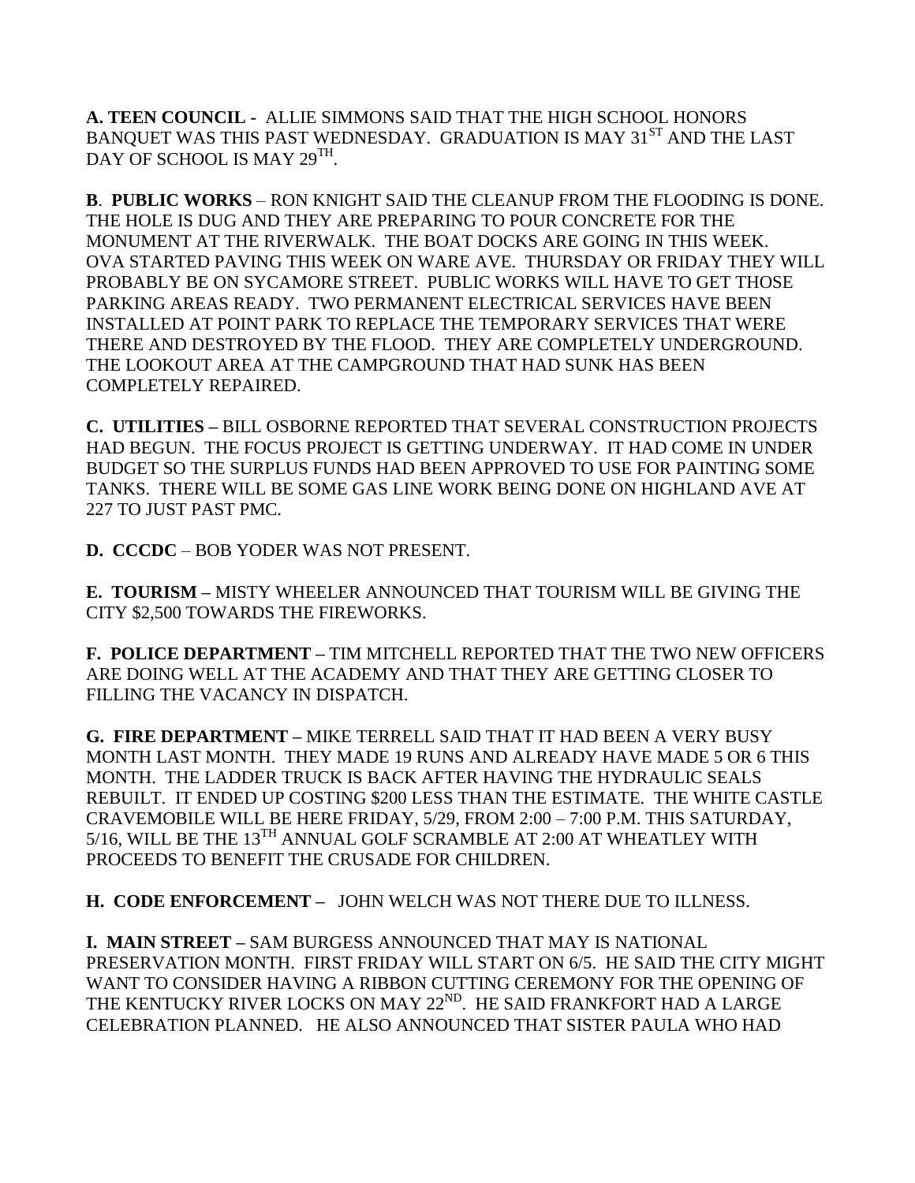**A. TEEN COUNCIL -** ALLIE SIMMONS SAID THAT THE HIGH SCHOOL HONORS BANQUET WAS THIS PAST WEDNESDAY. GRADUATION IS MAY 31ST AND THE LAST DAY OF SCHOOL IS MAY 29TH.

**B. PUBLIC WORKS** – RON KNIGHT SAID THE CLEANUP FROM THE FLOODING IS DONE. THE HOLE IS DUG AND THEY ARE PREPARING TO POUR CONCRETE FOR THE MONUMENT AT THE RIVERWALK. THE BOAT DOCKS ARE GOING IN THIS WEEK. OVA STARTED PAVING THIS WEEK ON WARE AVE. THURSDAY OR FRIDAY THEY WILL PROBABLY BE ON SYCAMORE STREET. PUBLIC WORKS WILL HAVE TO GET THOSE PARKING AREAS READY. TWO PERMANENT ELECTRICAL SERVICES HAVE BEEN INSTALLED AT POINT PARK TO REPLACE THE TEMPORARY SERVICES THAT WERE THERE AND DESTROYED BY THE FLOOD. THEY ARE COMPLETELY UNDERGROUND. THE LOOKOUT AREA AT THE CAMPGROUND THAT HAD SUNK HAS BEEN COMPLETELY REPAIRED.

**C. UTILITIES –** BILL OSBORNE REPORTED THAT SEVERAL CONSTRUCTION PROJECTS HAD BEGUN. THE FOCUS PROJECT IS GETTING UNDERWAY. IT HAD COME IN UNDER BUDGET SO THE SURPLUS FUNDS HAD BEEN APPROVED TO USE FOR PAINTING SOME TANKS. THERE WILL BE SOME GAS LINE WORK BEING DONE ON HIGHLAND AVE AT 227 TO JUST PAST PMC.

**D. CCCDC** – BOB YODER WAS NOT PRESENT.

**E. TOURISM –** MISTY WHEELER ANNOUNCED THAT TOURISM WILL BE GIVING THE CITY $2,500 TOWARDS THE FIREWORKS.

**F. POLICE DEPARTMENT –** TIM MITCHELL REPORTED THAT THE TWO NEW OFFICERS ARE DOING WELL AT THE ACADEMY AND THAT THEY ARE GETTING CLOSER TO FILLING THE VACANCY IN DISPATCH.

**G. FIRE DEPARTMENT –** MIKE TERRELL SAID THAT IT HAD BEEN A VERY BUSY MONTH LAST MONTH. THEY MADE 19 RUNS AND ALREADY HAVE MADE 5 OR 6 THIS MONTH. THE LADDER TRUCK IS BACK AFTER HAVING THE HYDRAULIC SEALS REBUILT. IT ENDED UP COSTING $200 LESS THAN THE ESTIMATE. THE WHITE CASTLE CRAVEMOBILE WILL BE HERE FRIDAY, 5/29, FROM 2:00 – 7:00 P.M. THIS SATURDAY, 5/16, WILL BE THE 13TH ANNUAL GOLF SCRAMBLE AT 2:00 AT WHEATLEY WITH PROCEEDS TO BENEFIT THE CRUSADE FOR CHILDREN.

**H. CODE ENFORCEMENT –** JOHN WELCH WAS NOT THERE DUE TO ILLNESS.

**I. MAIN STREET –** SAM BURGESS ANNOUNCED THAT MAY IS NATIONAL PRESERVATION MONTH. FIRST FRIDAY WILL START ON 6/5. HE SAID THE CITY MIGHT WANT TO CONSIDER HAVING A RIBBON CUTTING CEREMONY FOR THE OPENING OF THE KENTUCKY RIVER LOCKS ON MAY 22ND. HE SAID FRANKFORT HAD A LARGE CELEBRATION PLANNED. HE ALSO ANNOUNCED THAT SISTER PAULA WHO HAD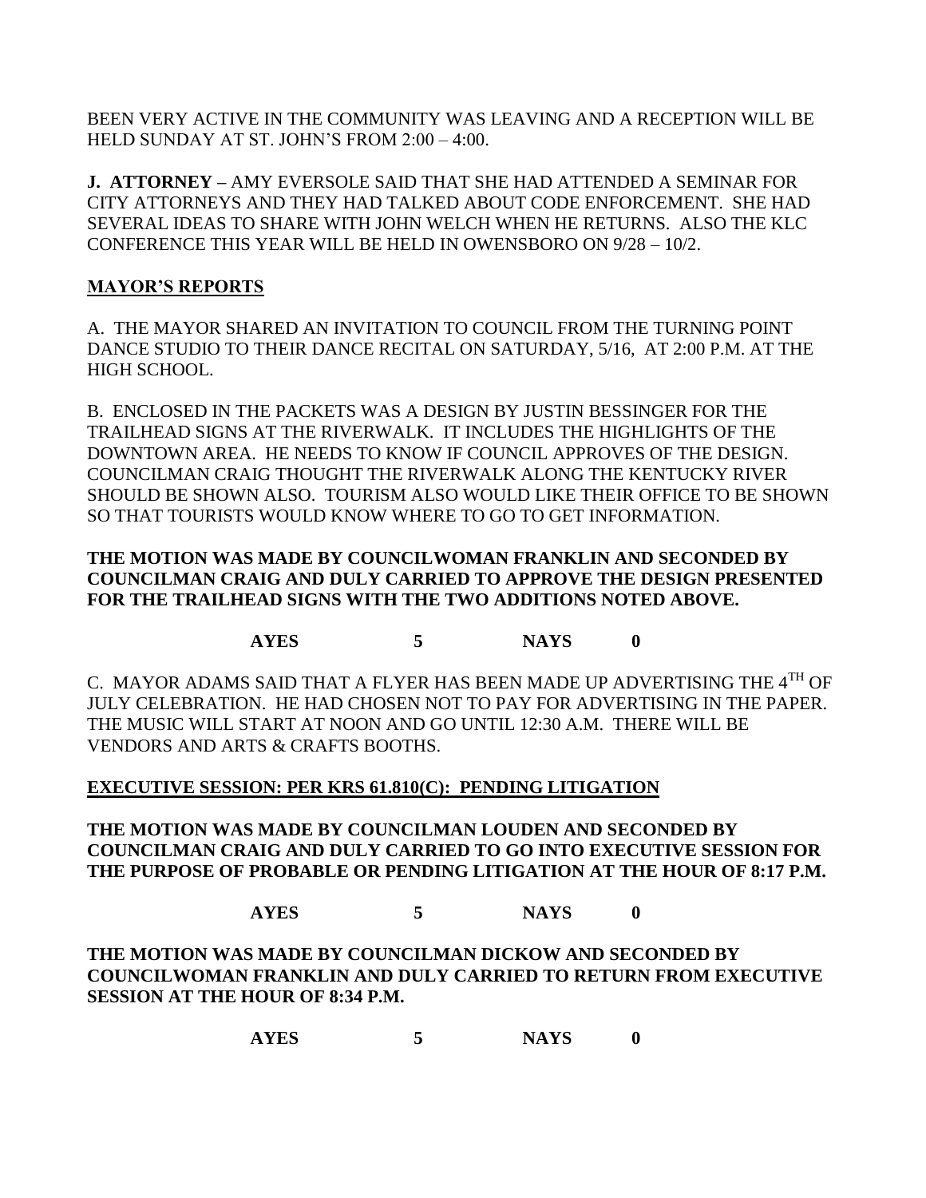BEEN VERY ACTIVE IN THE COMMUNITY WAS LEAVING AND A RECEPTION WILL BE HELD SUNDAY AT ST. JOHN'S FROM 2:00 – 4:00.

**J. ATTORNEY –** AMY EVERSOLE SAID THAT SHE HAD ATTENDED A SEMINAR FOR CITY ATTORNEYS AND THEY HAD TALKED ABOUT CODE ENFORCEMENT. SHE HAD SEVERAL IDEAS TO SHARE WITH JOHN WELCH WHEN HE RETURNS. ALSO THE KLC CONFERENCE THIS YEAR WILL BE HELD IN OWENSBORO ON 9/28 – 10/2.

**MAYOR'S REPORTS**

A. THE MAYOR SHARED AN INVITATION TO COUNCIL FROM THE TURNING POINT DANCE STUDIO TO THEIR DANCE RECITAL ON SATURDAY, 5/16, AT 2:00 P.M. AT THE HIGH SCHOOL.

B. ENCLOSED IN THE PACKETS WAS A DESIGN BY JUSTIN BESSINGER FOR THE TRAILHEAD SIGNS AT THE RIVERWALK. IT INCLUDES THE HIGHLIGHTS OF THE DOWNTOWN AREA. HE NEEDS TO KNOW IF COUNCIL APPROVES OF THE DESIGN. COUNCILMAN CRAIG THOUGHT THE RIVERWALK ALONG THE KENTUCKY RIVER SHOULD BE SHOWN ALSO. TOURISM ALSO WOULD LIKE THEIR OFFICE TO BE SHOWN SO THAT TOURISTS WOULD KNOW WHERE TO GO TO GET INFORMATION.

**THE MOTION WAS MADE BY COUNCILWOMAN FRANKLIN AND SECONDED BY COUNCILMAN CRAIG AND DULY CARRIED TO APPROVE THE DESIGN PRESENTED FOR THE TRAILHEAD SIGNS WITH THE TWO ADDITIONS NOTED ABOVE.**

**AYES 5 NAYS 0**

C. MAYOR ADAMS SAID THAT A FLYER HAS BEEN MADE UP ADVERTISING THE 4TH OF JULY CELEBRATION. HE HAD CHOSEN NOT TO PAY FOR ADVERTISING IN THE PAPER. THE MUSIC WILL START AT NOON AND GO UNTIL 12:30 A.M. THERE WILL BE VENDORS AND ARTS & CRAFTS BOOTHS.

**EXECUTIVE SESSION: PER KRS 61.810(C): PENDING LITIGATION**

**THE MOTION WAS MADE BY COUNCILMAN LOUDEN AND SECONDED BY COUNCILMAN CRAIG AND DULY CARRIED TO GO INTO EXECUTIVE SESSION FOR THE PURPOSE OF PROBABLE OR PENDING LITIGATION AT THE HOUR OF 8:17 P.M.**

**AYES 5 NAYS 0**

**THE MOTION WAS MADE BY COUNCILMAN DICKOW AND SECONDED BY COUNCILWOMAN FRANKLIN AND DULY CARRIED TO RETURN FROM EXECUTIVE SESSION AT THE HOUR OF 8:34 P.M.**

**AYES 5 NAYS 0**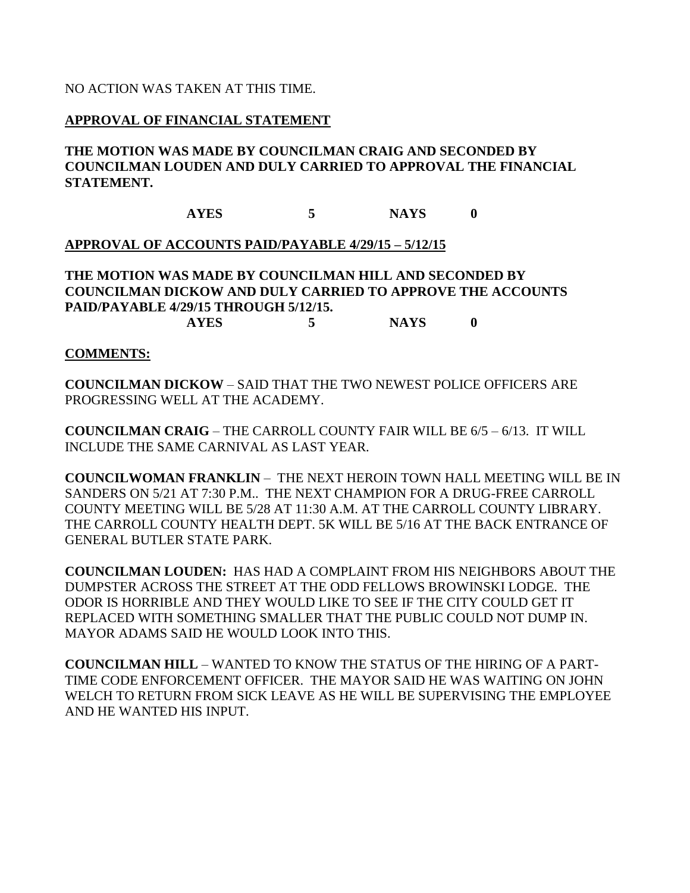NO ACTION WAS TAKEN AT THIS TIME.

**APPROVAL OF FINANCIAL STATEMENT**

**THE MOTION WAS MADE BY COUNCILMAN CRAIG AND SECONDED BY COUNCILMAN LOUDEN AND DULY CARRIED TO APPROVAL THE FINANCIAL STATEMENT.**

**AYES 5 NAYS 0**

**APPROVAL OF ACCOUNTS PAID/PAYABLE 4/29/15 – 5/12/15**

**THE MOTION WAS MADE BY COUNCILMAN HILL AND SECONDED BY COUNCILMAN DICKOW AND DULY CARRIED TO APPROVE THE ACCOUNTS PAID/PAYABLE 4/29/15 THROUGH 5/12/15.**

**AYES 5 NAYS 0**

**COMMENTS:**

**COUNCILMAN DICKOW** – SAID THAT THE TWO NEWEST POLICE OFFICERS ARE PROGRESSING WELL AT THE ACADEMY.

**COUNCILMAN CRAIG** – THE CARROLL COUNTY FAIR WILL BE 6/5 – 6/13. IT WILL INCLUDE THE SAME CARNIVAL AS LAST YEAR.

**COUNCILWOMAN FRANKLIN** – THE NEXT HEROIN TOWN HALL MEETING WILL BE IN SANDERS ON 5/21 AT 7:30 P.M.. THE NEXT CHAMPION FOR A DRUG-FREE CARROLL COUNTY MEETING WILL BE 5/28 AT 11:30 A.M. AT THE CARROLL COUNTY LIBRARY. THE CARROLL COUNTY HEALTH DEPT. 5K WILL BE 5/16 AT THE BACK ENTRANCE OF GENERAL BUTLER STATE PARK.

**COUNCILMAN LOUDEN:** HAS HAD A COMPLAINT FROM HIS NEIGHBORS ABOUT THE DUMPSTER ACROSS THE STREET AT THE ODD FELLOWS BROWINSKI LODGE. THE ODOR IS HORRIBLE AND THEY WOULD LIKE TO SEE IF THE CITY COULD GET IT REPLACED WITH SOMETHING SMALLER THAT THE PUBLIC COULD NOT DUMP IN. MAYOR ADAMS SAID HE WOULD LOOK INTO THIS.

**COUNCILMAN HILL** – WANTED TO KNOW THE STATUS OF THE HIRING OF A PART-TIME CODE ENFORCEMENT OFFICER. THE MAYOR SAID HE WAS WAITING ON JOHN WELCH TO RETURN FROM SICK LEAVE AS HE WILL BE SUPERVISING THE EMPLOYEE AND HE WANTED HIS INPUT.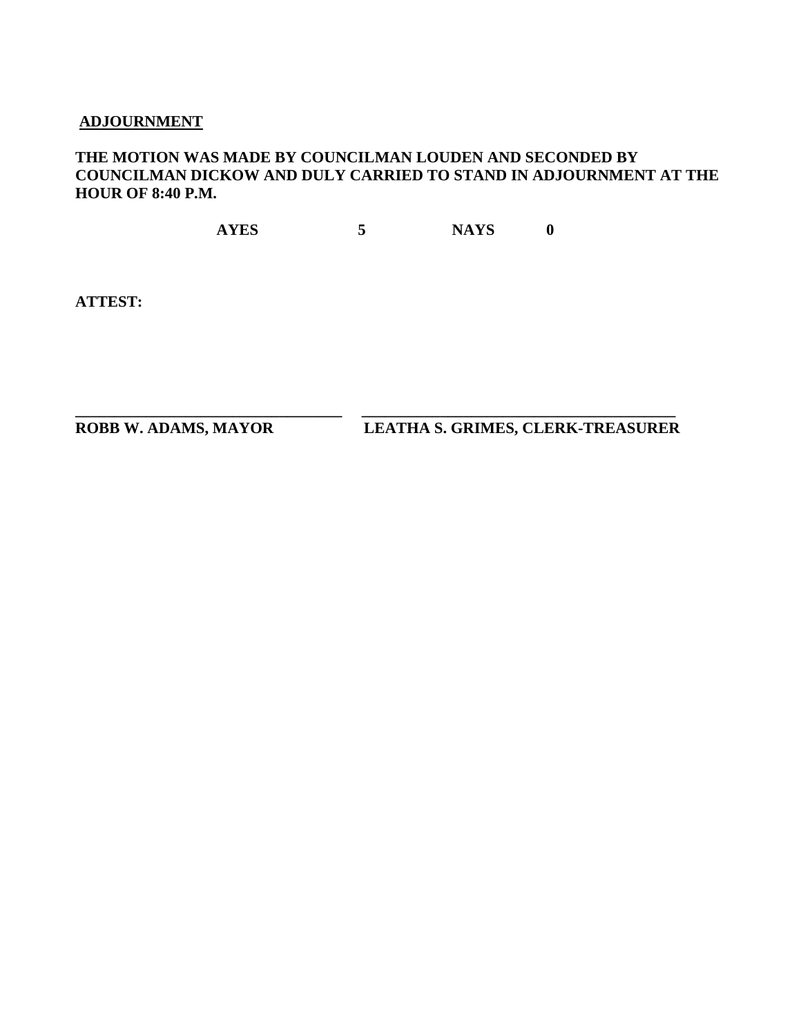## ADJOURNMENT

**THE MOTION WAS MADE BY COUNCILMAN LOUDEN AND SECONDED BY COUNCILMAN DICKOW AND DULY CARRIED TO STAND IN ADJOURNMENT AT THE HOUR OF 8:40 P.M.**

**AYES 5 NAYS 0**

**ATTEST:**

\_\_\_\_\_\_\_\_\_\_\_\_\_\_\_\_\_\_\_\_\_\_\_\_\_\_\_\_\_\_\_\_\_\_\_ \_\_\_\_\_\_\_\_\_\_\_\_\_\_\_\_\_\_\_\_\_\_\_\_\_\_\_\_\_\_\_\_\_\_\_\_\_\_\_\_\_

**ROBB W. ADAMS, MAYOR** **LEATHA S. GRIMES, CLERK-TREASURER**